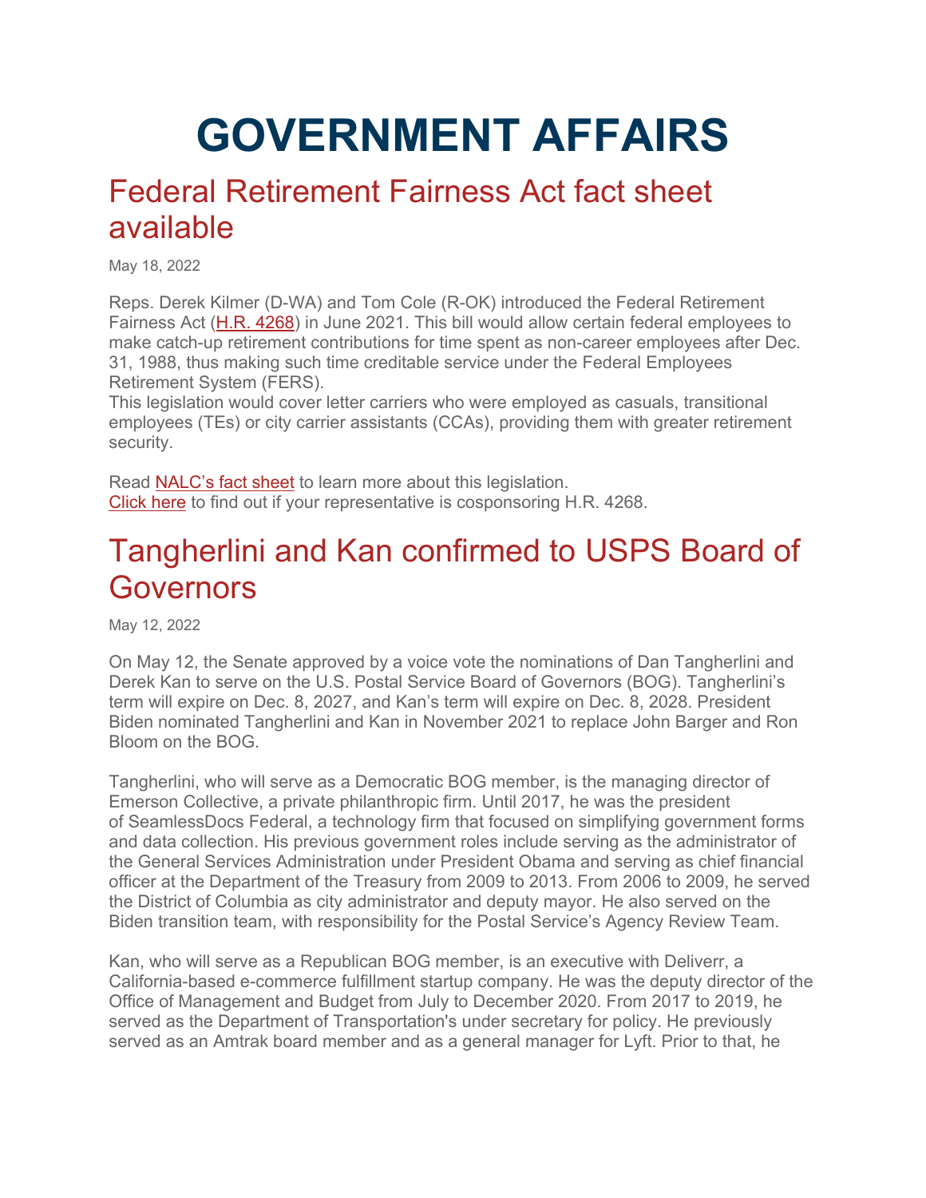# GOVERNMENT AFFAIRS

## Federal Retirement Fairness Act fact sheet available

May 18, 2022

Reps. Derek Kilmer (D-WA) and Tom Cole (R-OK) introduced the Federal Retirement Fairness Act (H.R. 4268) in June 2021. This bill would allow certain federal employees to make catch-up retirement contributions for time spent as non-career employees after Dec. 31, 1988, thus making such time creditable service under the Federal Employees Retirement System (FERS).
This legislation would cover letter carriers who were employed as casuals, transitional employees (TEs) or city carrier assistants (CCAs), providing them with greater retirement security.

Read NALC's fact sheet to learn more about this legislation.
Click here to find out if your representative is cosponsoring H.R. 4268.

## Tangherlini and Kan confirmed to USPS Board of Governors

May 12, 2022

On May 12, the Senate approved by a voice vote the nominations of Dan Tangherlini and Derek Kan to serve on the U.S. Postal Service Board of Governors (BOG). Tangherlini's term will expire on Dec. 8, 2027, and Kan's term will expire on Dec. 8, 2028. President Biden nominated Tangherlini and Kan in November 2021 to replace John Barger and Ron Bloom on the BOG.

Tangherlini, who will serve as a Democratic BOG member, is the managing director of Emerson Collective, a private philanthropic firm. Until 2017, he was the president of SeamlessDocs Federal, a technology firm that focused on simplifying government forms and data collection. His previous government roles include serving as the administrator of the General Services Administration under President Obama and serving as chief financial officer at the Department of the Treasury from 2009 to 2013. From 2006 to 2009, he served the District of Columbia as city administrator and deputy mayor. He also served on the Biden transition team, with responsibility for the Postal Service's Agency Review Team.

Kan, who will serve as a Republican BOG member, is an executive with Deliverr, a California-based e-commerce fulfillment startup company. He was the deputy director of the Office of Management and Budget from July to December 2020. From 2017 to 2019, he served as the Department of Transportation's under secretary for policy. He previously served as an Amtrak board member and as a general manager for Lyft. Prior to that, he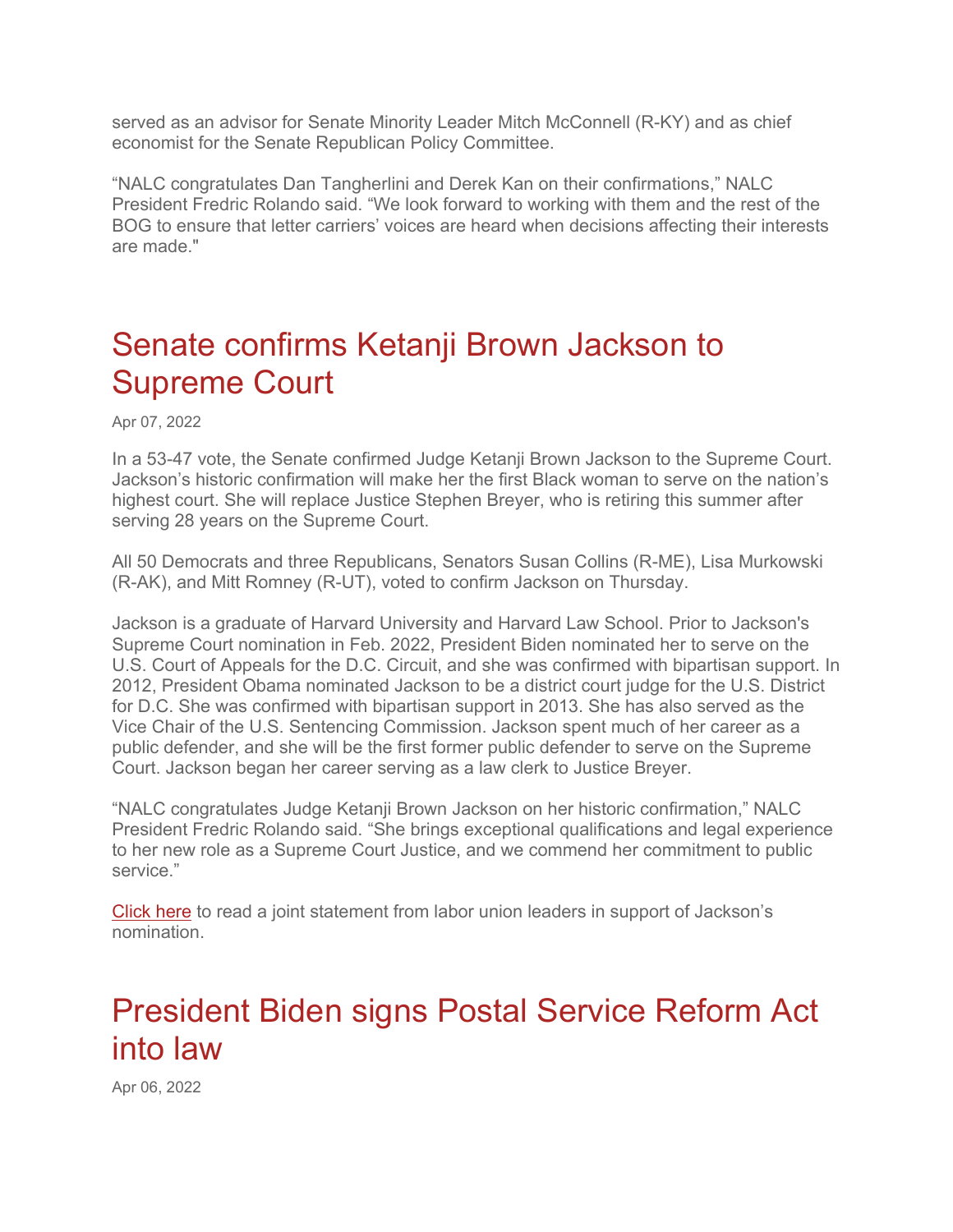served as an advisor for Senate Minority Leader Mitch McConnell (R-KY) and as chief economist for the Senate Republican Policy Committee.

"NALC congratulates Dan Tangherlini and Derek Kan on their confirmations," NALC President Fredric Rolando said. "We look forward to working with them and the rest of the BOG to ensure that letter carriers' voices are heard when decisions affecting their interests are made."

# Senate confirms Ketanji Brown Jackson to Supreme Court

Apr 07, 2022

In a 53-47 vote, the Senate confirmed Judge Ketanji Brown Jackson to the Supreme Court. Jackson's historic confirmation will make her the first Black woman to serve on the nation's highest court. She will replace Justice Stephen Breyer, who is retiring this summer after serving 28 years on the Supreme Court.

All 50 Democrats and three Republicans, Senators Susan Collins (R-ME), Lisa Murkowski (R-AK), and Mitt Romney (R-UT), voted to confirm Jackson on Thursday.

Jackson is a graduate of Harvard University and Harvard Law School. Prior to Jackson's Supreme Court nomination in Feb. 2022, President Biden nominated her to serve on the U.S. Court of Appeals for the D.C. Circuit, and she was confirmed with bipartisan support. In 2012, President Obama nominated Jackson to be a district court judge for the U.S. District for D.C. She was confirmed with bipartisan support in 2013. She has also served as the Vice Chair of the U.S. Sentencing Commission. Jackson spent much of her career as a public defender, and she will be the first former public defender to serve on the Supreme Court. Jackson began her career serving as a law clerk to Justice Breyer.

"NALC congratulates Judge Ketanji Brown Jackson on her historic confirmation," NALC President Fredric Rolando said. "She brings exceptional qualifications and legal experience to her new role as a Supreme Court Justice, and we commend her commitment to public service."

Click here to read a joint statement from labor union leaders in support of Jackson's nomination.

# President Biden signs Postal Service Reform Act into law

Apr 06, 2022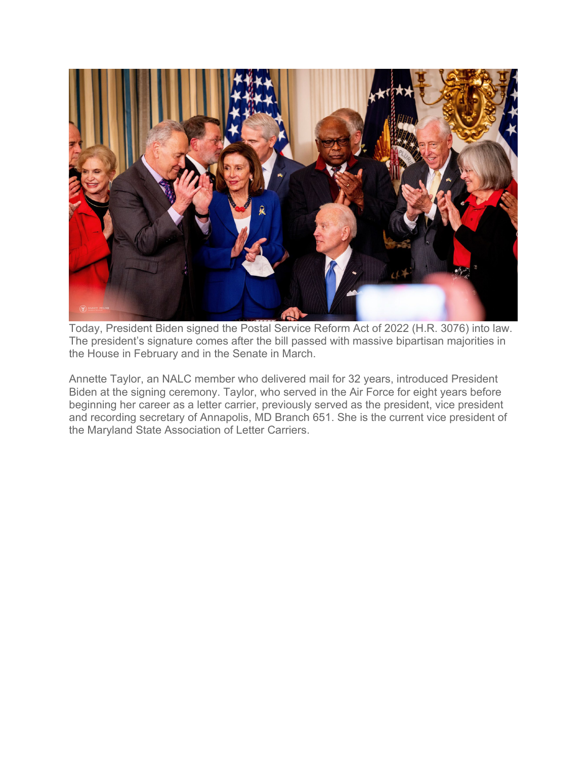Today, President Biden signed the Postal Service Reform Act of 2022 (H.R. 3076) into law. The president's signature comes after the bill passed with massive bipartisan majorities in the House in February and in the Senate in March.

Annette Taylor, an NALC member who delivered mail for 32 years, introduced President Biden at the signing ceremony. Taylor, who served in the Air Force for eight years before beginning her career as a letter carrier, previously served as the president, vice president and recording secretary of Annapolis, MD Branch 651. She is the current vice president of the Maryland State Association of Letter Carriers.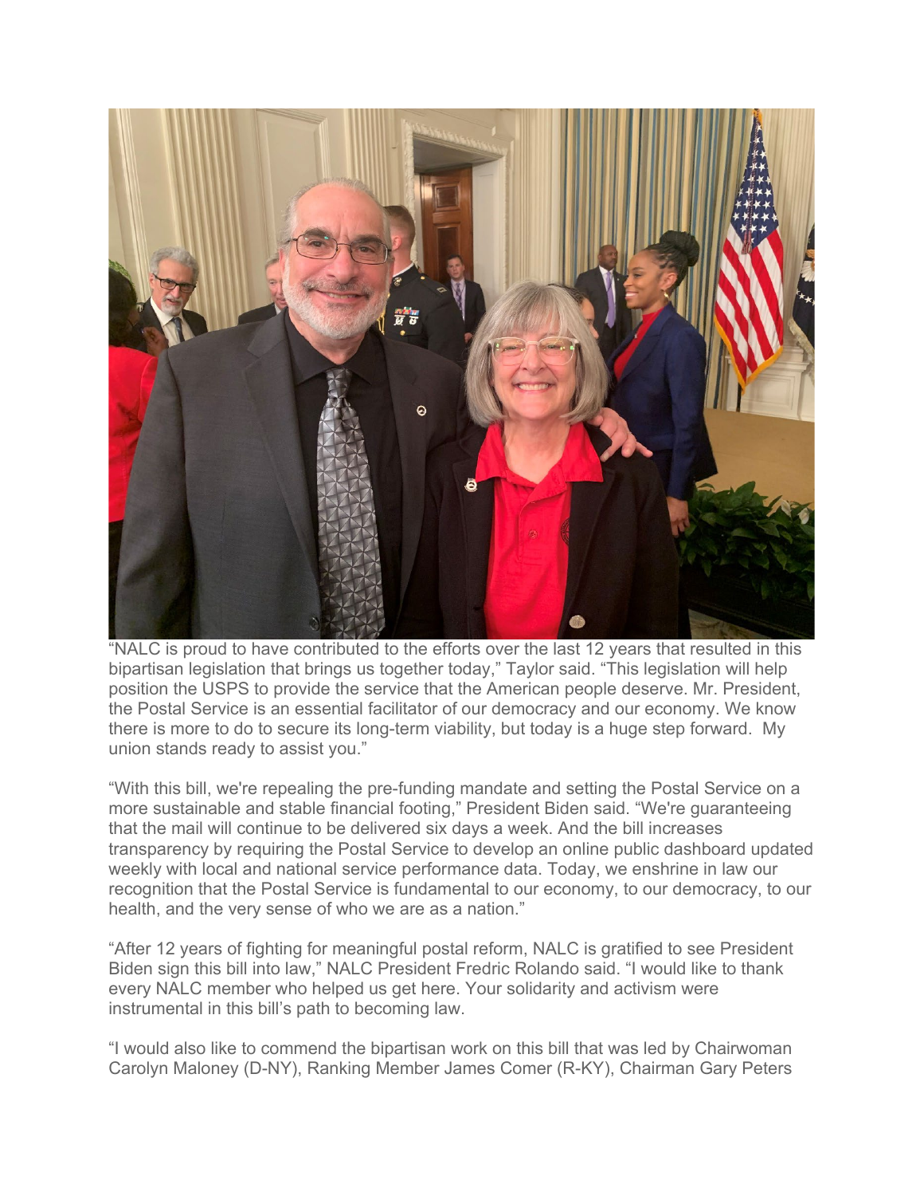“NALC is proud to have contributed to the efforts over the last 12 years that resulted in this bipartisan legislation that brings us together today,” Taylor said. “This legislation will help position the USPS to provide the service that the American people deserve. Mr. President, the Postal Service is an essential facilitator of our democracy and our economy. We know there is more to do to secure its long-term viability, but today is a huge step forward. My union stands ready to assist you.”

“With this bill, we're repealing the pre-funding mandate and setting the Postal Service on a more sustainable and stable financial footing,” President Biden said. “We're guaranteeing that the mail will continue to be delivered six days a week. And the bill increases transparency by requiring the Postal Service to develop an online public dashboard updated weekly with local and national service performance data. Today, we enshrine in law our recognition that the Postal Service is fundamental to our economy, to our democracy, to our health, and the very sense of who we are as a nation.”

“After 12 years of fighting for meaningful postal reform, NALC is gratified to see President Biden sign this bill into law,” NALC President Fredric Rolando said. “I would like to thank every NALC member who helped us get here. Your solidarity and activism were instrumental in this bill’s path to becoming law.

“I would also like to commend the bipartisan work on this bill that was led by Chairwoman Carolyn Maloney (D-NY), Ranking Member James Comer (R-KY), Chairman Gary Peters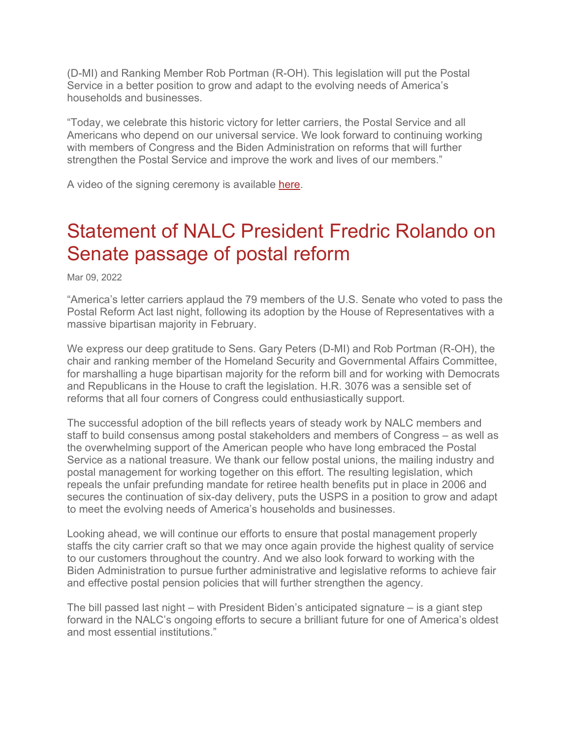(D-MI) and Ranking Member Rob Portman (R-OH). This legislation will put the Postal Service in a better position to grow and adapt to the evolving needs of America's households and businesses.

"Today, we celebrate this historic victory for letter carriers, the Postal Service and all Americans who depend on our universal service. We look forward to continuing working with members of Congress and the Biden Administration on reforms that will further strengthen the Postal Service and improve the work and lives of our members."

A video of the signing ceremony is available here.

# Statement of NALC President Fredric Rolando on Senate passage of postal reform

Mar 09, 2022

"America's letter carriers applaud the 79 members of the U.S. Senate who voted to pass the Postal Reform Act last night, following its adoption by the House of Representatives with a massive bipartisan majority in February.

We express our deep gratitude to Sens. Gary Peters (D-MI) and Rob Portman (R-OH), the chair and ranking member of the Homeland Security and Governmental Affairs Committee, for marshalling a huge bipartisan majority for the reform bill and for working with Democrats and Republicans in the House to craft the legislation. H.R. 3076 was a sensible set of reforms that all four corners of Congress could enthusiastically support.

The successful adoption of the bill reflects years of steady work by NALC members and staff to build consensus among postal stakeholders and members of Congress – as well as the overwhelming support of the American people who have long embraced the Postal Service as a national treasure. We thank our fellow postal unions, the mailing industry and postal management for working together on this effort. The resulting legislation, which repeals the unfair prefunding mandate for retiree health benefits put in place in 2006 and secures the continuation of six-day delivery, puts the USPS in a position to grow and adapt to meet the evolving needs of America's households and businesses.

Looking ahead, we will continue our efforts to ensure that postal management properly staffs the city carrier craft so that we may once again provide the highest quality of service to our customers throughout the country. And we also look forward to working with the Biden Administration to pursue further administrative and legislative reforms to achieve fair and effective postal pension policies that will further strengthen the agency.

The bill passed last night – with President Biden's anticipated signature – is a giant step forward in the NALC's ongoing efforts to secure a brilliant future for one of America's oldest and most essential institutions."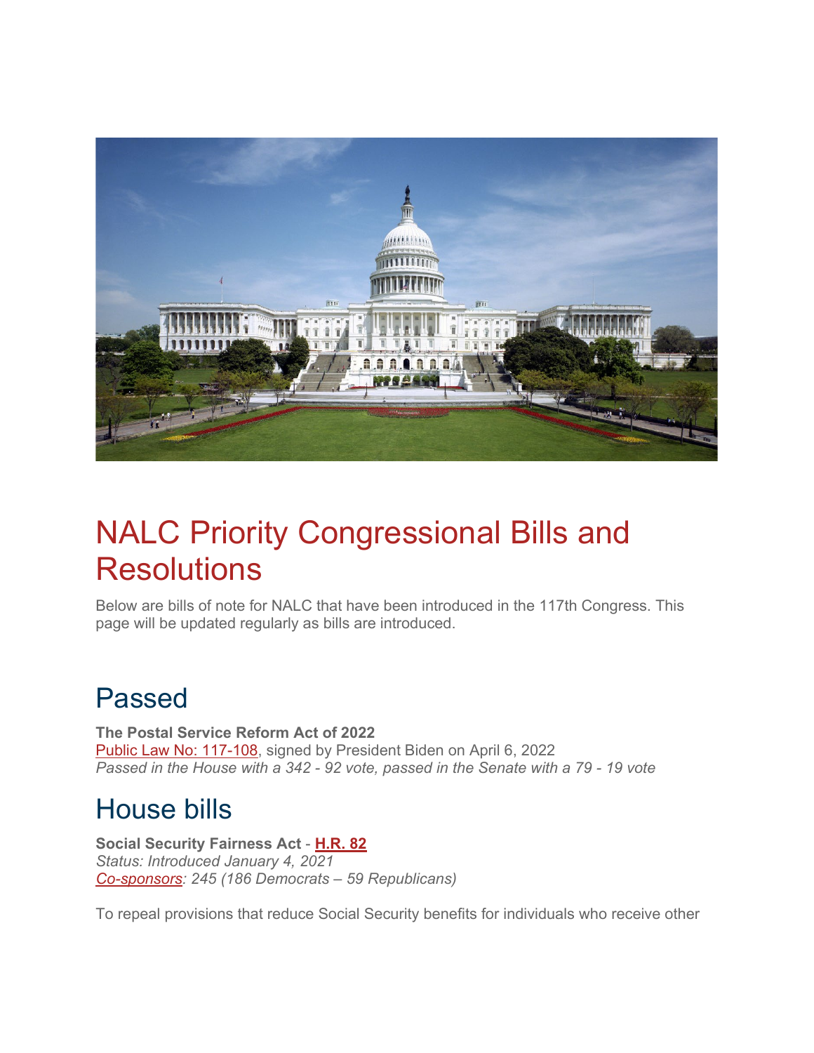# NALC Priority Congressional Bills and Resolutions

Below are bills of note for NALC that have been introduced in the 117th Congress. This page will be updated regularly as bills are introduced.

## Passed

**The Postal Service Reform Act of 2022**
Public Law No: 117-108, signed by President Biden on April 6, 2022
*Passed in the House with a 342 - 92 vote, passed in the Senate with a 79 - 19 vote*

## House bills

**Social Security Fairness Act** - **H.R. 82**
*Status: Introduced January 4, 2021*
*Co-sponsors: 245 (186 Democrats – 59 Republicans)*

To repeal provisions that reduce Social Security benefits for individuals who receive other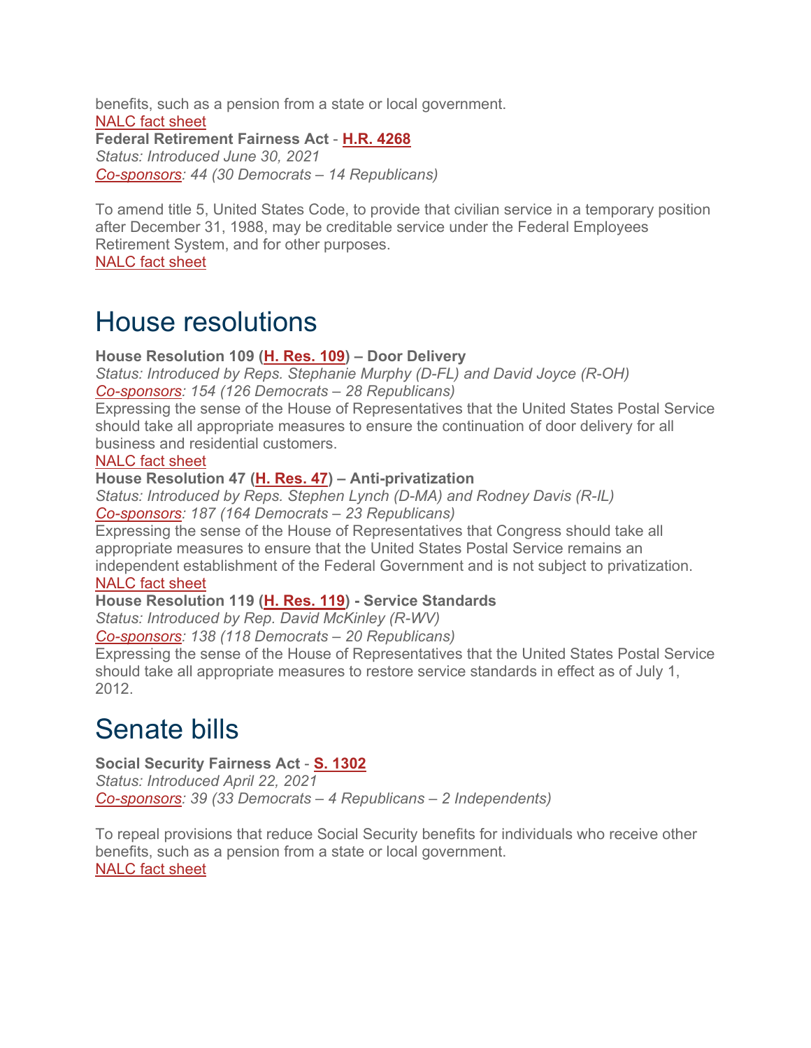benefits, such as a pension from a state or local government.
NALC fact sheet
**Federal Retirement Fairness Act** - **H.R. 4268**
*Status: Introduced June 30, 2021*
*Co-sponsors: 44 (30 Democrats – 14 Republicans)*

To amend title 5, United States Code, to provide that civilian service in a temporary position after December 31, 1988, may be creditable service under the Federal Employees Retirement System, and for other purposes.
NALC fact sheet

# House resolutions

**House Resolution 109 (H. Res. 109) – Door Delivery**
*Status: Introduced by Reps. Stephanie Murphy (D-FL) and David Joyce (R-OH)*
*Co-sponsors: 154 (126 Democrats – 28 Republicans)*
Expressing the sense of the House of Representatives that the United States Postal Service should take all appropriate measures to ensure the continuation of door delivery for all business and residential customers.
NALC fact sheet
**House Resolution 47 (H. Res. 47) – Anti-privatization**
*Status: Introduced by Reps. Stephen Lynch (D-MA) and Rodney Davis (R-IL)*
*Co-sponsors: 187 (164 Democrats – 23 Republicans)*
Expressing the sense of the House of Representatives that Congress should take all appropriate measures to ensure that the United States Postal Service remains an independent establishment of the Federal Government and is not subject to privatization.
NALC fact sheet
**House Resolution 119 (H. Res. 119) - Service Standards**
*Status: Introduced by Rep. David McKinley (R-WV)*
*Co-sponsors: 138 (118 Democrats – 20 Republicans)*
Expressing the sense of the House of Representatives that the United States Postal Service should take all appropriate measures to restore service standards in effect as of July 1, 2012.

# Senate bills

**Social Security Fairness Act** - **S. 1302**
*Status: Introduced April 22, 2021*
*Co-sponsors: 39 (33 Democrats – 4 Republicans – 2 Independents)*

To repeal provisions that reduce Social Security benefits for individuals who receive other benefits, such as a pension from a state or local government.
NALC fact sheet